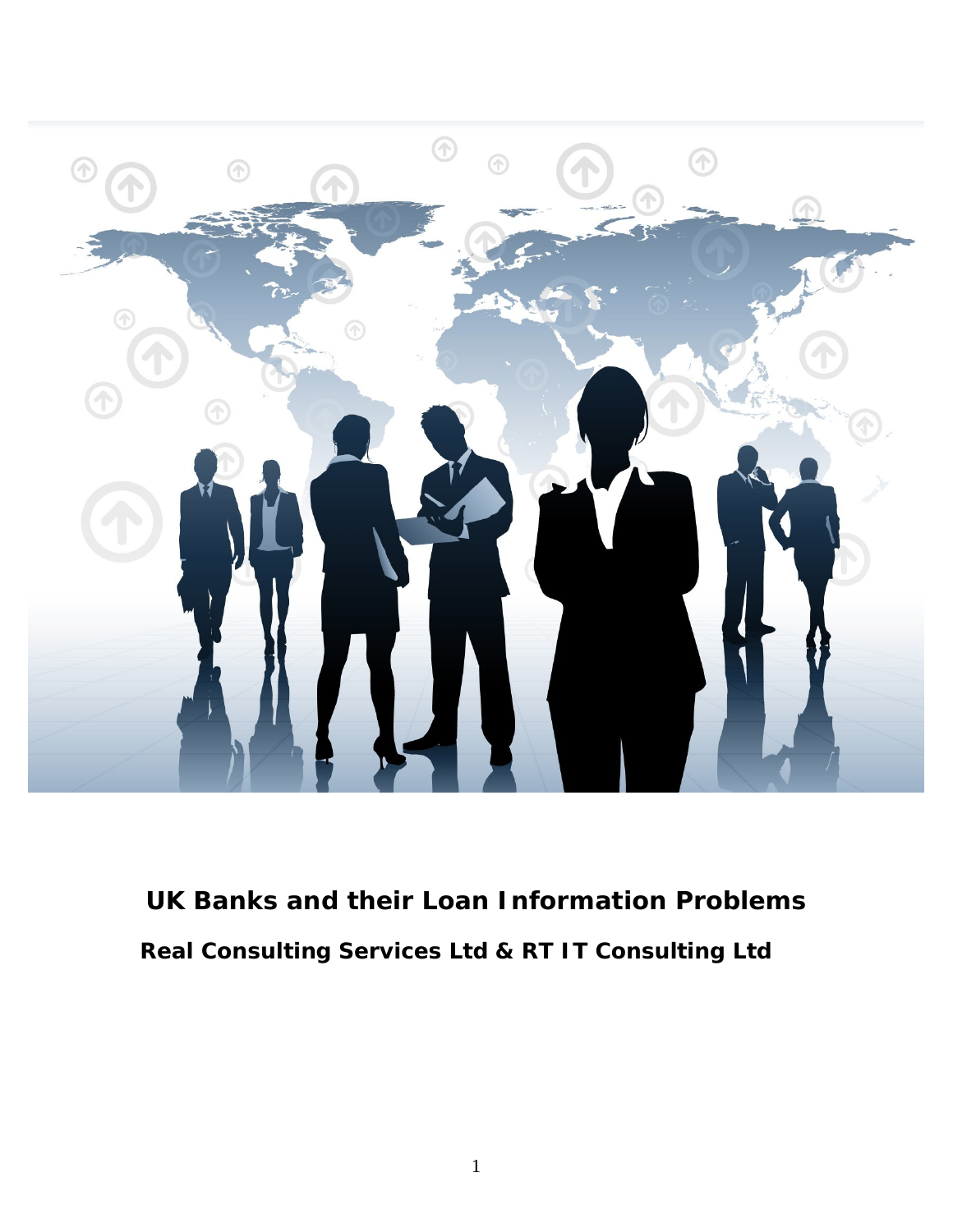# UK Banks and their Loan Information Problems

**Real Consulting Services Ltd & RT IT Consulting Ltd**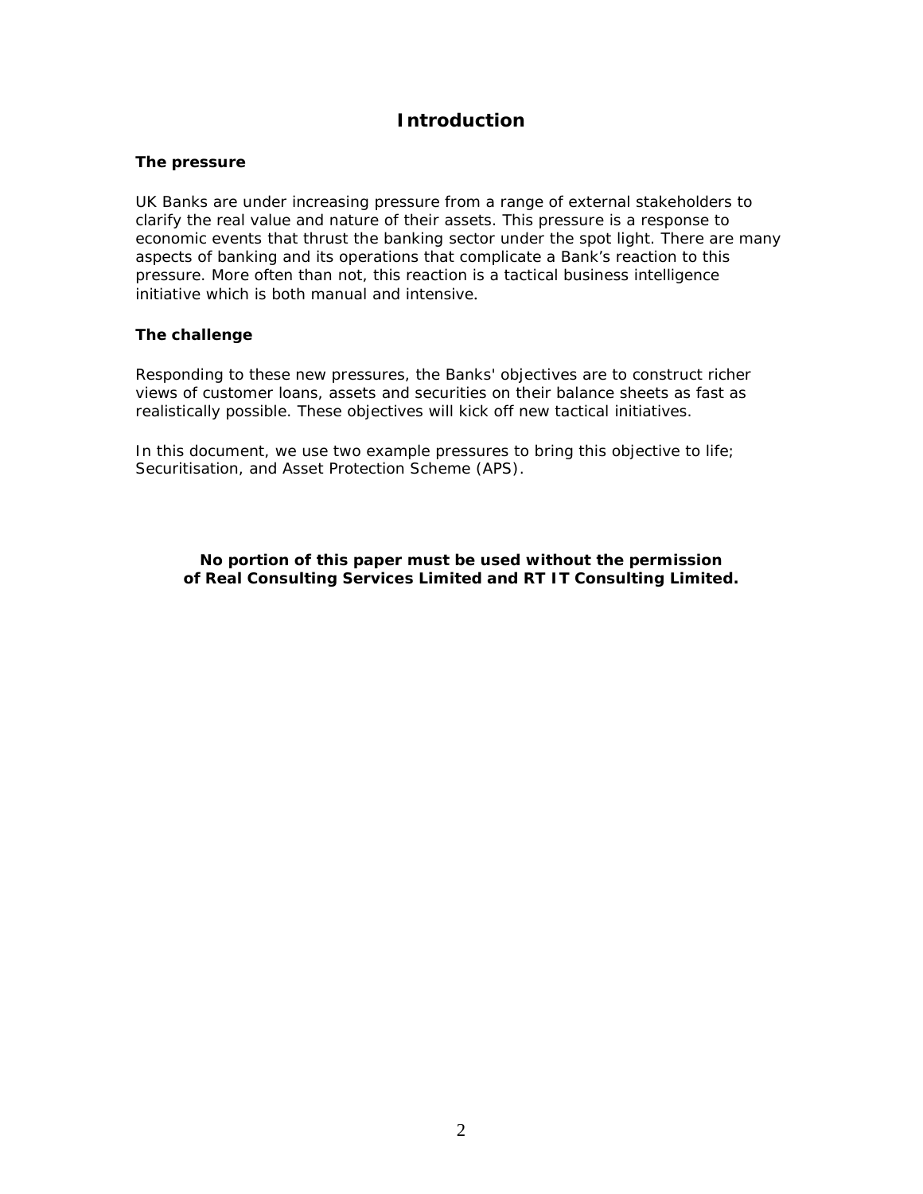# Introduction

### The pressure

UK Banks are under increasing pressure from a range of external stakeholders to clarify the real value and nature of their assets. This pressure is a response to economic events that thrust the banking sector under the spot light. There are many aspects of banking and its operations that complicate a Bank's reaction to this pressure. More often than not, this reaction is a tactical business intelligence initiative which is both manual and intensive.

### The challenge

Responding to these new pressures, the Banks' objectives are to construct richer views of customer loans, assets and securities on their balance sheets as fast as realistically possible. These objectives will kick off new tactical initiatives.

In this document, we use two example pressures to bring this objective to life; Securitisation, and Asset Protection Scheme (APS).

**No portion of this paper must be used without the permission of Real Consulting Services Limited and RT IT Consulting Limited.**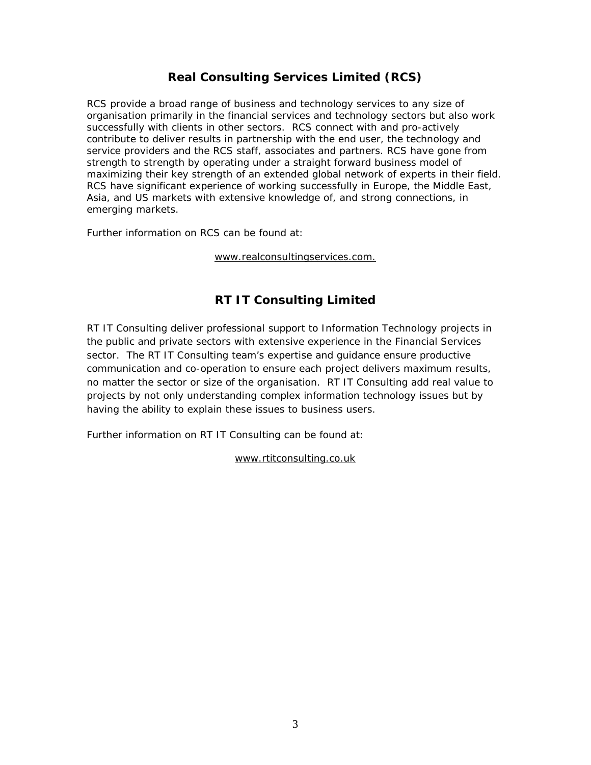## Real Consulting Services Limited (RCS)

RCS provide a broad range of business and technology services to any size of organisation primarily in the financial services and technology sectors but also work successfully with clients in other sectors. RCS connect with and pro-actively contribute to deliver results in partnership with the end user, the technology and service providers and the RCS staff, associates and partners. RCS have gone from strength to strength by operating under a straight forward business model of maximizing their key strength of an extended global network of experts in their field. RCS have significant experience of working successfully in Europe, the Middle East, Asia, and US markets with extensive knowledge of, and strong connections, in emerging markets.

Further information on RCS can be found at:

www.realconsultingservices.com.

## RT IT Consulting Limited

RT IT Consulting deliver professional support to Information Technology projects in the public and private sectors with extensive experience in the Financial Services sector. The RT IT Consulting team's expertise and guidance ensure productive communication and co-operation to ensure each project delivers maximum results, no matter the sector or size of the organisation. RT IT Consulting add real value to projects by not only understanding complex information technology issues but by having the ability to explain these issues to business users.

Further information on RT IT Consulting can be found at:

www.rtitconsulting.co.uk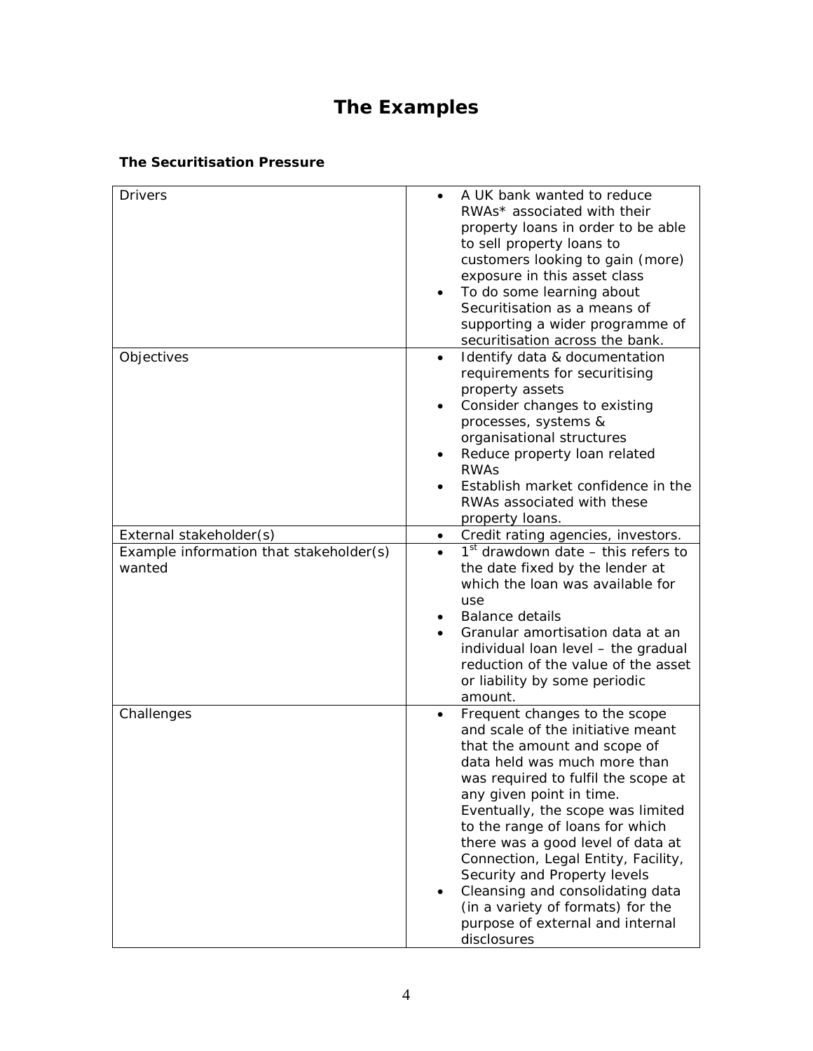# The Examples

### The Securitisation Pressure

| | |
|---|---|
| Drivers | • A UK bank wanted to reduce RWAs* associated with their property loans in order to be able to sell property loans to customers looking to gain (more) exposure in this asset class<br>• To do some learning about Securitisation as a means of supporting a wider programme of securitisation across the bank. |
| Objectives | • Identify data & documentation requirements for securitising property assets<br>• Consider changes to existing processes, systems & organisational structures<br>• Reduce property loan related RWAs<br>• Establish market confidence in the RWAs associated with these property loans. |
| External stakeholder(s) | • Credit rating agencies, investors. |
| Example information that stakeholder(s) wanted | • 1st drawdown date – this refers to the date fixed by the lender at which the loan was available for use<br>• Balance details<br>• Granular amortisation data at an individual loan level – the gradual reduction of the value of the asset or liability by some periodic amount. |
| Challenges | • Frequent changes to the scope and scale of the initiative meant that the amount and scope of data held was much more than was required to fulfil the scope at any given point in time. Eventually, the scope was limited to the range of loans for which there was a good level of data at Connection, Legal Entity, Facility, Security and Property levels<br>• Cleansing and consolidating data (in a variety of formats) for the purpose of external and internal disclosures |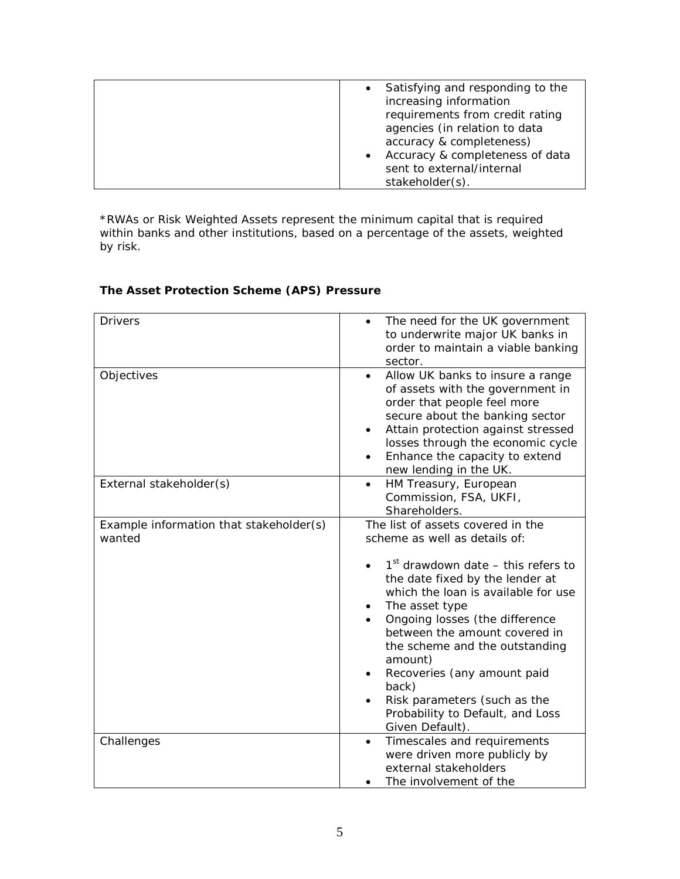| | |
|---|---|
| | • Satisfying and responding to the increasing information requirements from credit rating agencies (in relation to data accuracy & completeness)<br>• Accuracy & completeness of data sent to external/internal stakeholder(s). |

*RWAs or Risk Weighted Assets represent the minimum capital that is required within banks and other institutions, based on a percentage of the assets, weighted by risk.

**The Asset Protection Scheme (APS) Pressure**

| | |
|---|---|
| Drivers | • The need for the UK government to underwrite major UK banks in order to maintain a viable banking sector. |
| Objectives | • Allow UK banks to insure a range of assets with the government in order that people feel more secure about the banking sector<br>• Attain protection against stressed losses through the economic cycle<br>• Enhance the capacity to extend new lending in the UK. |
| External stakeholder(s) | • HM Treasury, European Commission, FSA, UKFI, Shareholders. |
| Example information that stakeholder(s) wanted | The list of assets covered in the scheme as well as details of:<br>• 1st drawdown date – this refers to the date fixed by the lender at which the loan is available for use<br>• The asset type<br>• Ongoing losses (the difference between the amount covered in the scheme and the outstanding amount)<br>• Recoveries (any amount paid back)<br>• Risk parameters (such as the Probability to Default, and Loss Given Default). |
| Challenges | • Timescales and requirements were driven more publicly by external stakeholders<br>• The involvement of the |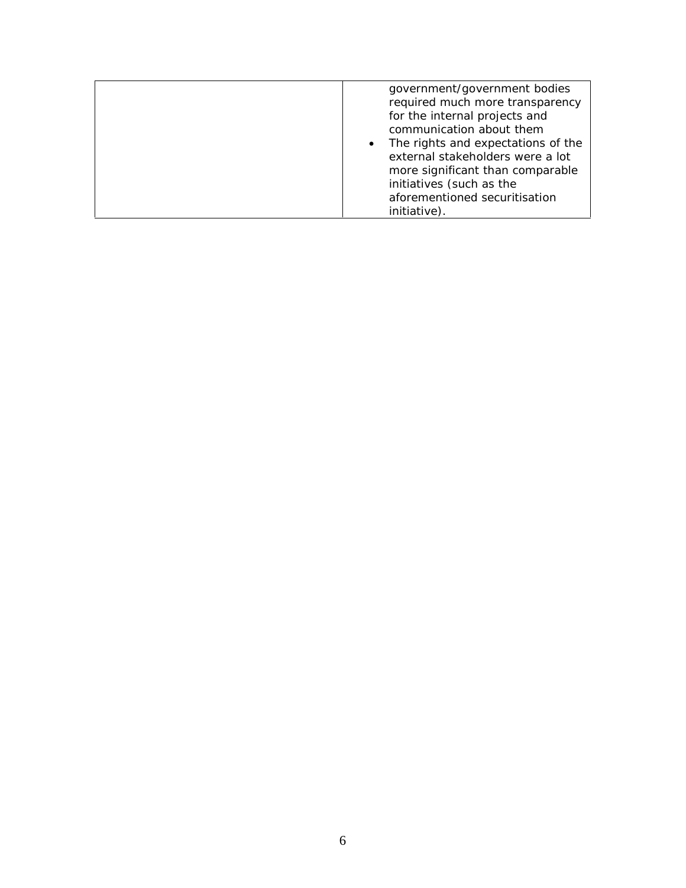| | |
|---|---|
| | government/government bodies required much more transparency for the internal projects and communication about them<br>• The rights and expectations of the external stakeholders were a lot more significant than comparable initiatives (such as the aforementioned securitisation initiative). |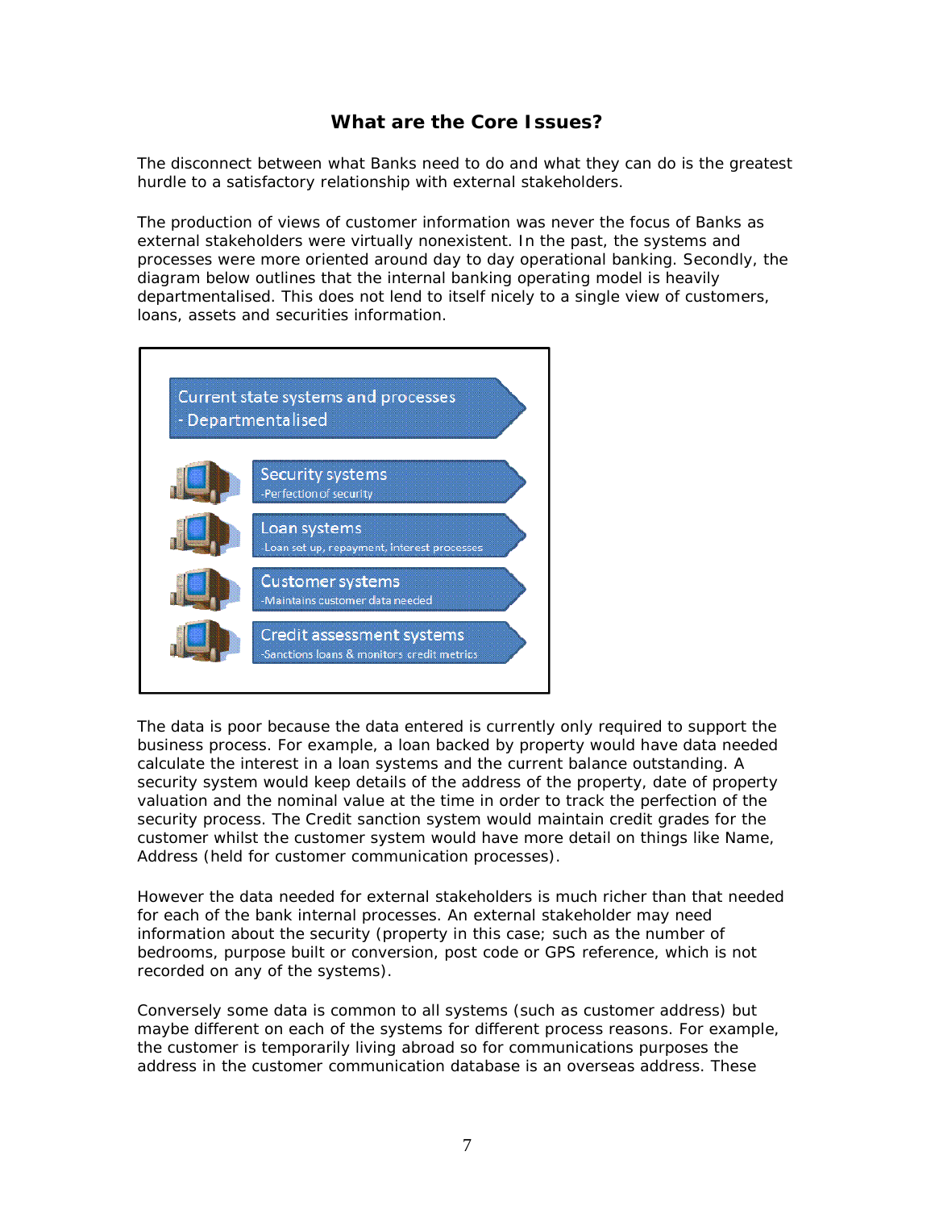## What are the Core Issues?

The disconnect between what Banks need to do and what they can do is the greatest hurdle to a satisfactory relationship with external stakeholders.

The production of views of customer information was never the focus of Banks as external stakeholders were virtually nonexistent. In the past, the systems and processes were more oriented around day to day operational banking. Secondly, the diagram below outlines that the internal banking operating model is heavily departmentalised. This does not lend to itself nicely to a single view of customers, loans, assets and securities information.

**Current state systems and processes - Departmentalised**

- **Security systems** -Perfection of security
- **Loan systems** -Loan set up, repayment, interest processes
- **Customer systems** -Maintains customer data needed
- **Credit assessment systems** -Sanctions loans & monitors credit metrics

The data is poor because the data entered is currently only required to support the business process. For example, a loan backed by property would have data needed calculate the interest in a loan systems and the current balance outstanding. A security system would keep details of the address of the property, date of property valuation and the nominal value at the time in order to track the perfection of the security process. The Credit sanction system would maintain credit grades for the customer whilst the customer system would have more detail on things like Name, Address (held for customer communication processes).

However the data needed for external stakeholders is much richer than that needed for each of the bank internal processes. An external stakeholder may need information about the security (property in this case; such as the number of bedrooms, purpose built or conversion, post code or GPS reference, which is not recorded on any of the systems).

Conversely some data is common to all systems (such as customer address) but maybe different on each of the systems for different process reasons. For example, the customer is temporarily living abroad so for communications purposes the address in the customer communication database is an overseas address. These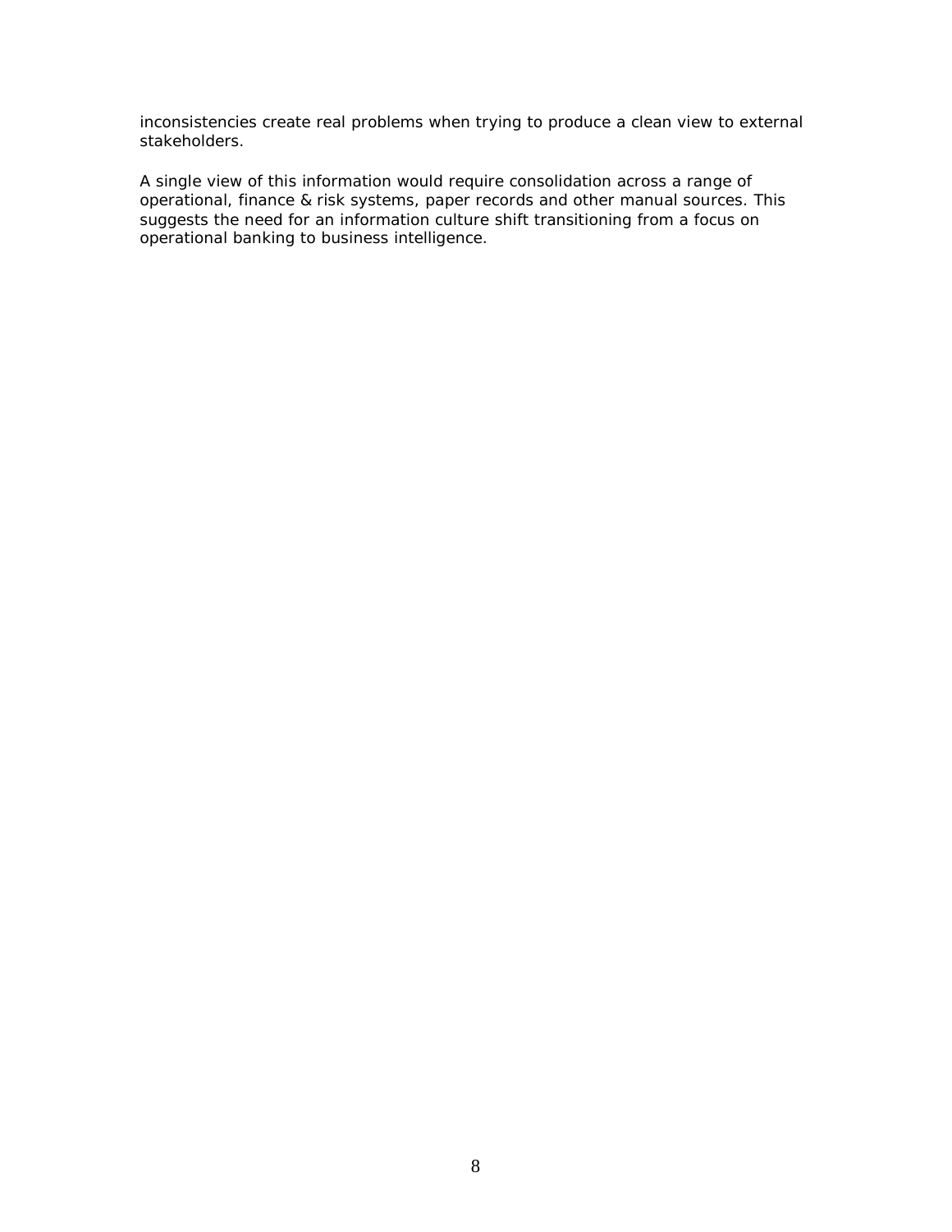inconsistencies create real problems when trying to produce a clean view to external stakeholders.

A single view of this information would require consolidation across a range of operational, finance & risk systems, paper records and other manual sources. This suggests the need for an information culture shift transitioning from a focus on operational banking to business intelligence.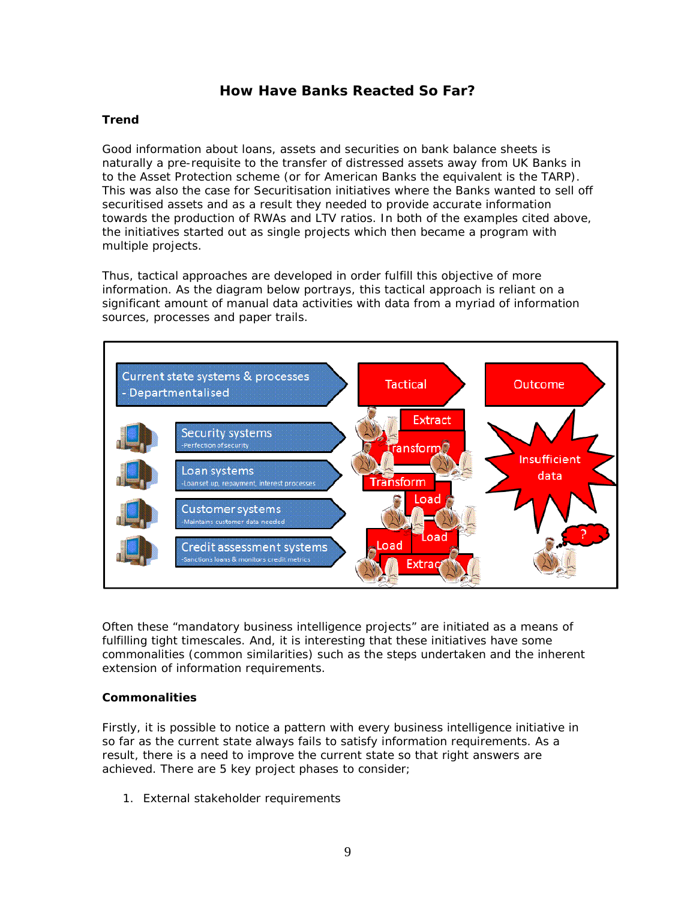## How Have Banks Reacted So Far?

**Trend**

Good information about loans, assets and securities on bank balance sheets is naturally a pre-requisite to the transfer of distressed assets away from UK Banks in to the Asset Protection scheme (or for American Banks the equivalent is the TARP). This was also the case for Securitisation initiatives where the Banks wanted to sell off securitised assets and as a result they needed to provide accurate information towards the production of RWAs and LTV ratios. In both of the examples cited above, the initiatives started out as single projects which then became a program with multiple projects.

Thus, tactical approaches are developed in order fulfill this objective of more information. As the diagram below portrays, this tactical approach is reliant on a significant amount of manual data activities with data from a myriad of information sources, processes and paper trails.

Often these "mandatory business intelligence projects" are initiated as a means of fulfilling tight timescales. And, it is interesting that these initiatives have some commonalities (common similarities) such as the steps undertaken and the inherent extension of information requirements.

**Commonalities**

Firstly, it is possible to notice a pattern with every business intelligence initiative in so far as the current state always fails to satisfy information requirements. As a result, there is a need to improve the current state so that right answers are achieved. There are 5 key project phases to consider;

1. External stakeholder requirements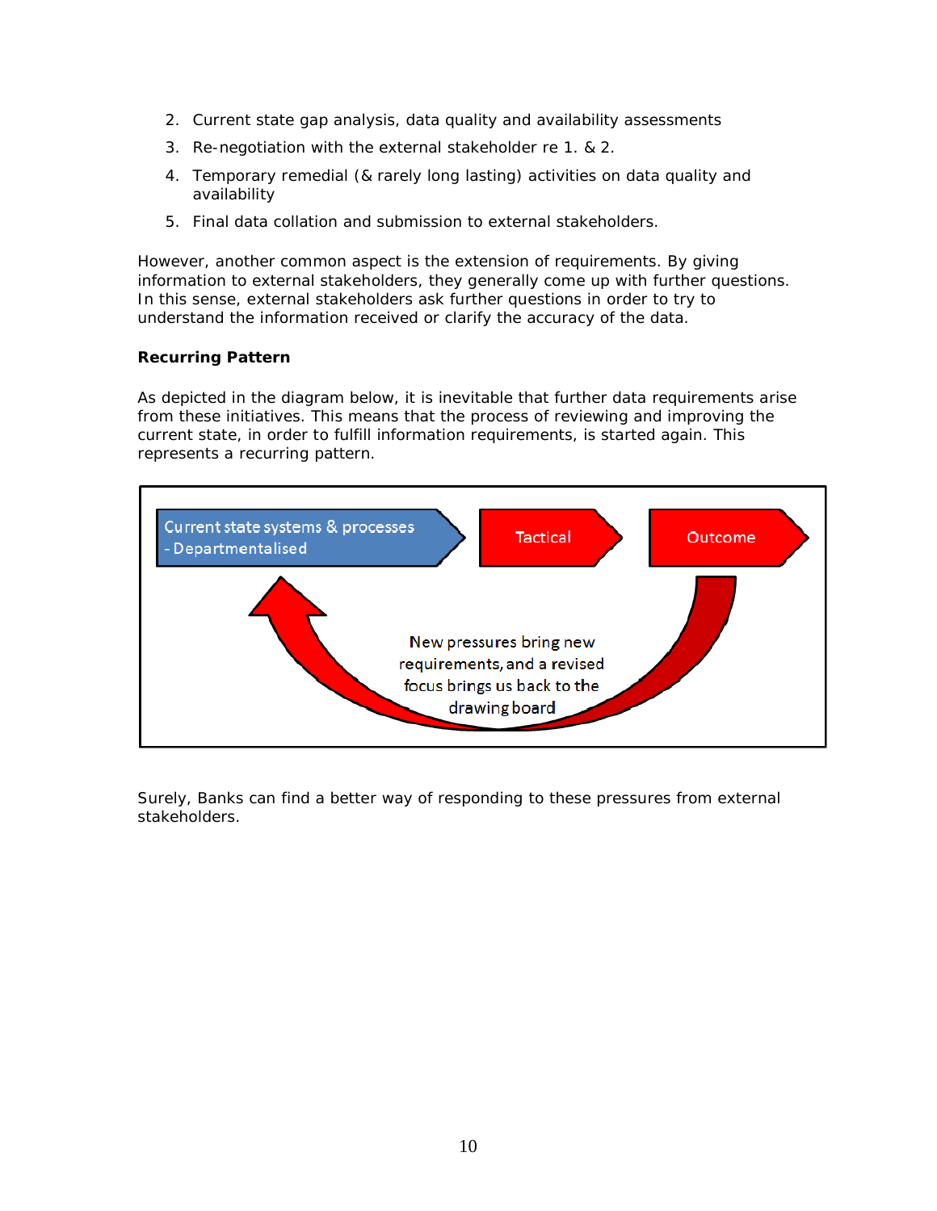2. Current state gap analysis, data quality and availability assessments
3. Re-negotiation with the external stakeholder re 1. & 2.
4. Temporary remedial (& rarely long lasting) activities on data quality and availability
5. Final data collation and submission to external stakeholders.

However, another common aspect is the extension of requirements. By giving information to external stakeholders, they generally come up with further questions. In this sense, external stakeholders ask further questions in order to try to understand the information received or clarify the accuracy of the data.

**Recurring Pattern**

As depicted in the diagram below, it is inevitable that further data requirements arise from these initiatives. This means that the process of reviewing and improving the current state, in order to fulfill information requirements, is started again. This represents a recurring pattern.

Current state systems & processes - Departmentalised → Tactical → Outcome

New pressures bring new requirements, and a revised focus brings us back to the drawing board

Surely, Banks can find a better way of responding to these pressures from external stakeholders.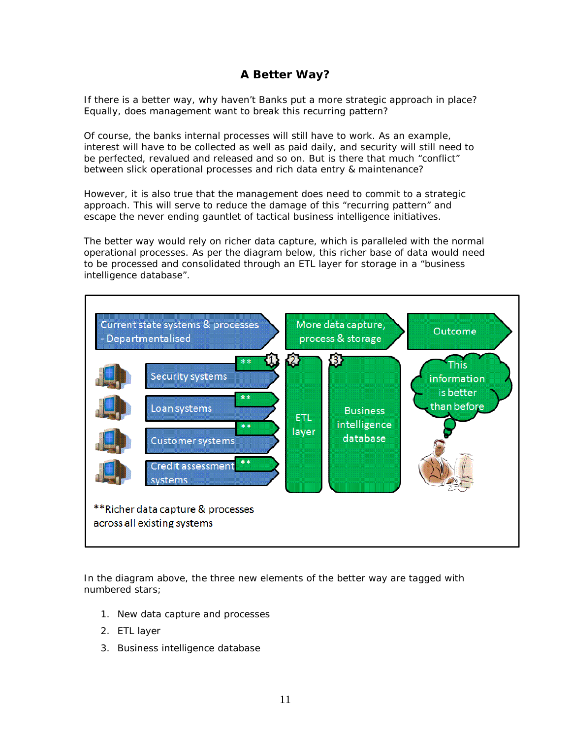## A Better Way?

If there is a better way, why haven't Banks put a more strategic approach in place? Equally, does management want to break this recurring pattern?

Of course, the banks internal processes will still have to work. As an example, interest will have to be collected as well as paid daily, and security will still need to be perfected, revalued and released and so on. But is there that much "conflict" between slick operational processes and rich data entry & maintenance?

However, it is also true that the management does need to commit to a strategic approach. This will serve to reduce the damage of this "recurring pattern" and escape the never ending gauntlet of tactical business intelligence initiatives.

The better way would rely on richer data capture, which is paralleled with the normal operational processes. As per the diagram below, this richer base of data would need to be processed and consolidated through an ETL layer for storage in a "business intelligence database".

Current state systems & processes - Departmentalised | More data capture, process & storage | Outcome

Security systems **
Loan systems **
Customer systems **
Credit assessment systems **

ETL layer (2)

Business intelligence database (3)

This information is better than before

**Richer data capture & processes across all existing systems

In the diagram above, the three new elements of the better way are tagged with numbered stars;

1. New data capture and processes
2. ETL layer
3. Business intelligence database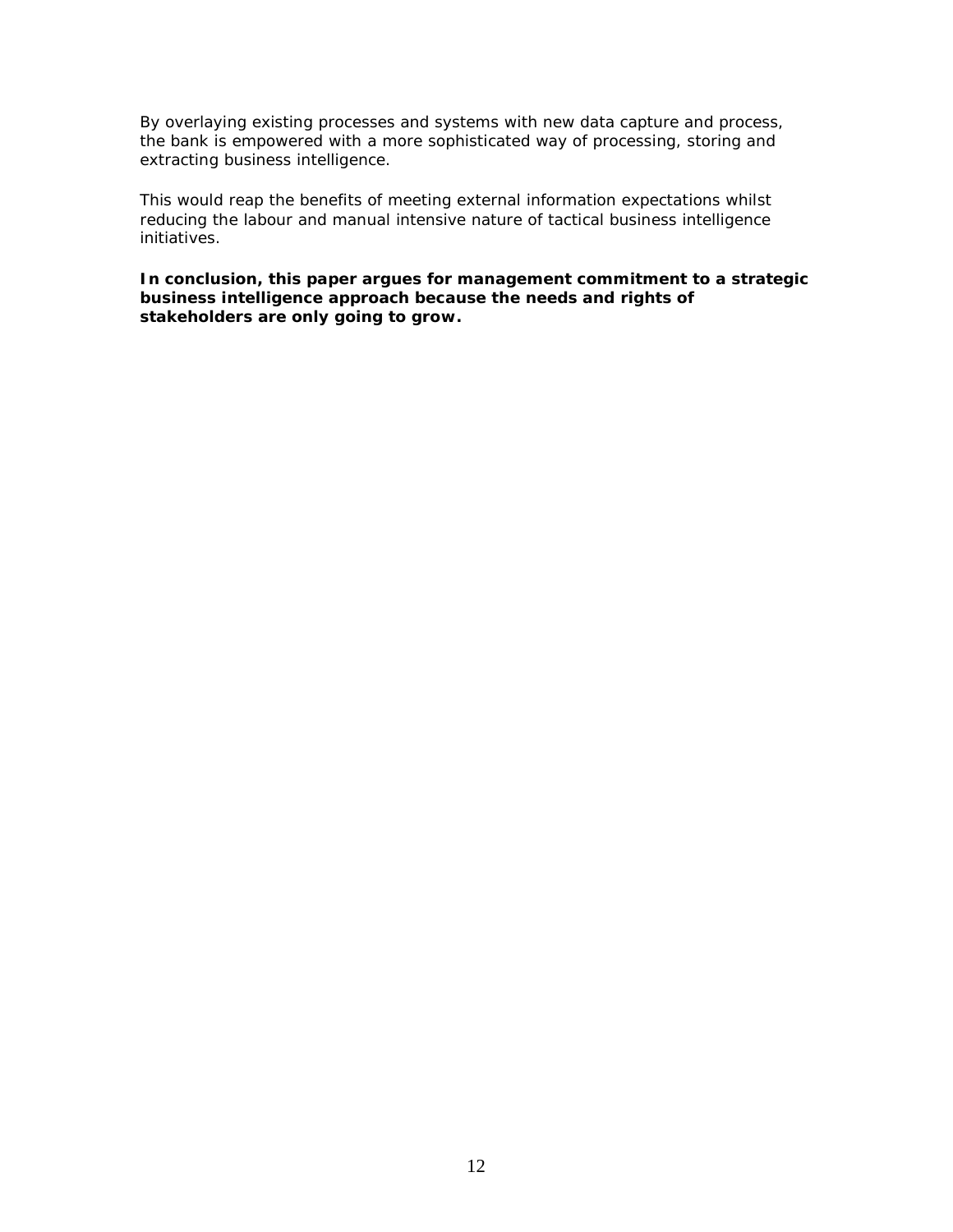By overlaying existing processes and systems with new data capture and process, the bank is empowered with a more sophisticated way of processing, storing and extracting business intelligence.

This would reap the benefits of meeting external information expectations whilst reducing the labour and manual intensive nature of tactical business intelligence initiatives.

**In conclusion, this paper argues for management commitment to a strategic business intelligence approach because the needs and rights of stakeholders are only going to grow.**